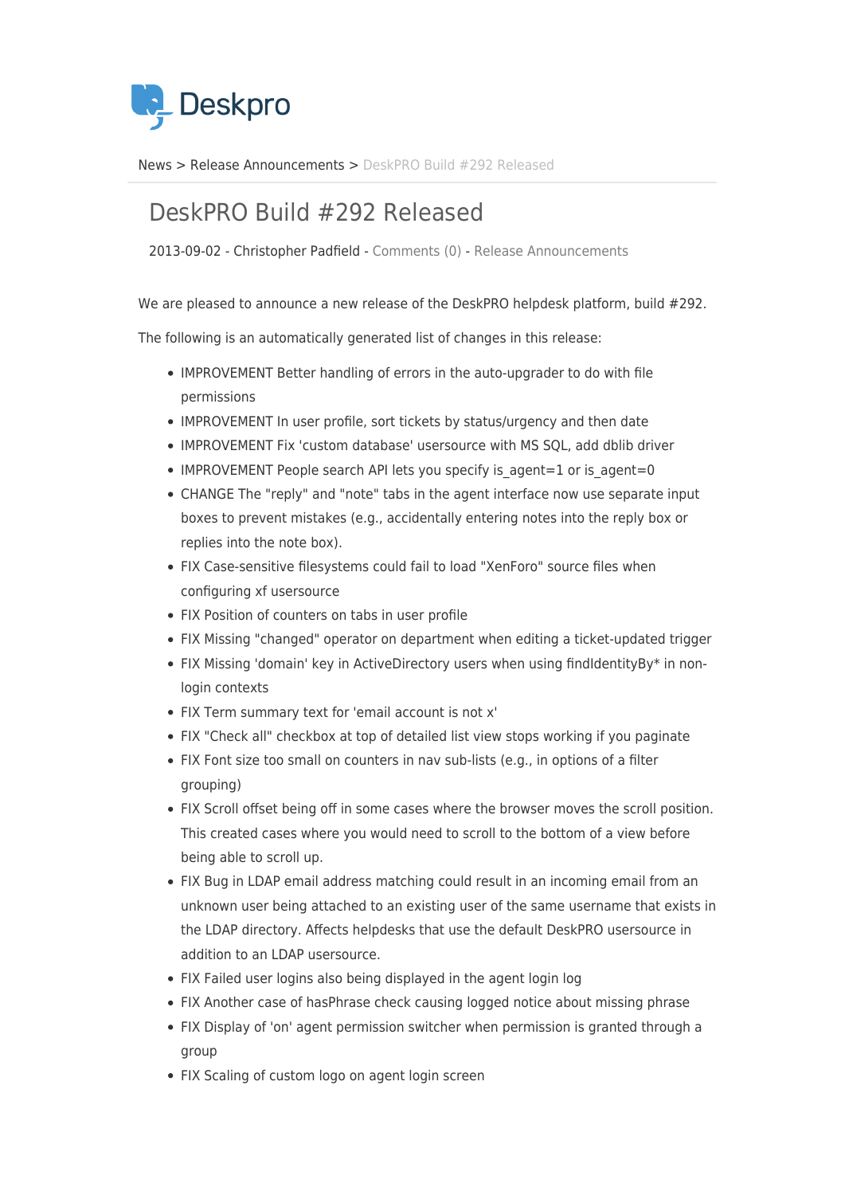Deskpro

News > Release Announcements > DeskPRO Build #292 Released

# DeskPRO Build #292 Released

2013-09-02 - Christopher Padfield - Comments (0) - Release Announcements

We are pleased to announce a new release of the DeskPRO helpdesk platform, build #292.

The following is an automatically generated list of changes in this release:

- IMPROVEMENT Better handling of errors in the auto-upgrader to do with file permissions
- IMPROVEMENT In user profile, sort tickets by status/urgency and then date
- IMPROVEMENT Fix 'custom database' usersource with MS SQL, add dblib driver
- IMPROVEMENT People search API lets you specify is_agent=1 or is_agent=0
- CHANGE The "reply" and "note" tabs in the agent interface now use separate input boxes to prevent mistakes (e.g., accidentally entering notes into the reply box or replies into the note box).
- FIX Case-sensitive filesystems could fail to load "XenForo" source files when configuring xf usersource
- FIX Position of counters on tabs in user profile
- FIX Missing "changed" operator on department when editing a ticket-updated trigger
- FIX Missing 'domain' key in ActiveDirectory users when using findIdentityBy* in non-login contexts
- FIX Term summary text for 'email account is not x'
- FIX "Check all" checkbox at top of detailed list view stops working if you paginate
- FIX Font size too small on counters in nav sub-lists (e.g., in options of a filter grouping)
- FIX Scroll offset being off in some cases where the browser moves the scroll position. This created cases where you would need to scroll to the bottom of a view before being able to scroll up.
- FIX Bug in LDAP email address matching could result in an incoming email from an unknown user being attached to an existing user of the same username that exists in the LDAP directory. Affects helpdesks that use the default DeskPRO usersource in addition to an LDAP usersource.
- FIX Failed user logins also being displayed in the agent login log
- FIX Another case of hasPhrase check causing logged notice about missing phrase
- FIX Display of 'on' agent permission switcher when permission is granted through a group
- FIX Scaling of custom logo on agent login screen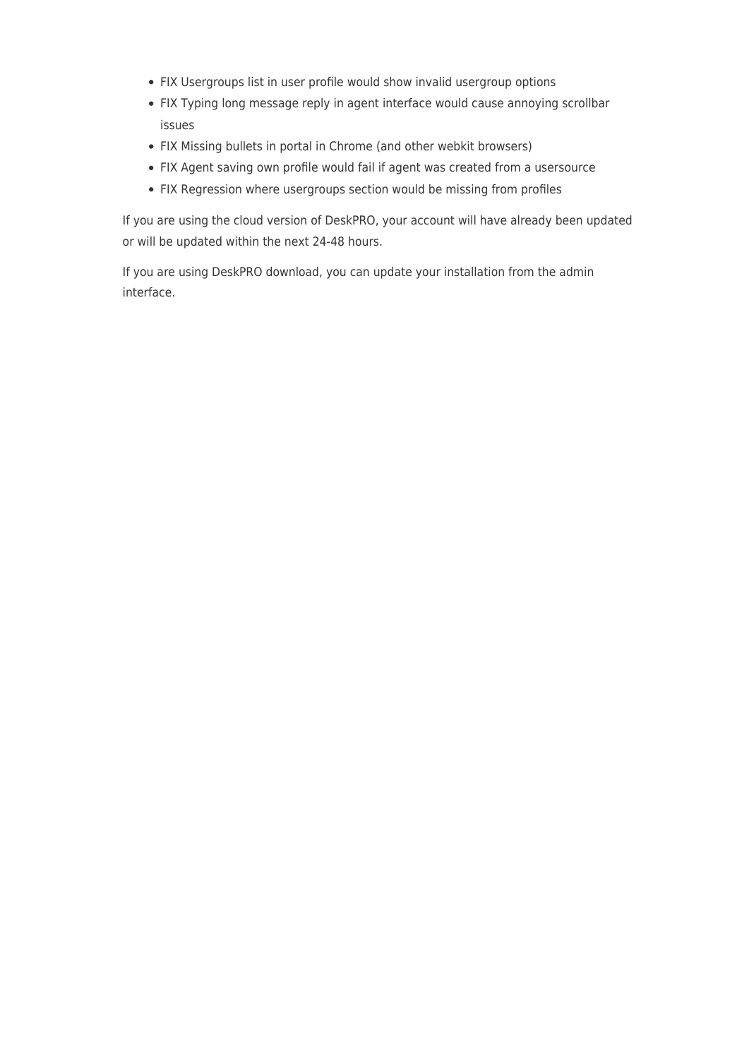- FIX Usergroups list in user profile would show invalid usergroup options
- FIX Typing long message reply in agent interface would cause annoying scrollbar issues
- FIX Missing bullets in portal in Chrome (and other webkit browsers)
- FIX Agent saving own profile would fail if agent was created from a usersource
- FIX Regression where usergroups section would be missing from profiles

If you are using the cloud version of DeskPRO, your account will have already been updated or will be updated within the next 24-48 hours.

If you are using DeskPRO download, you can update your installation from the admin interface.